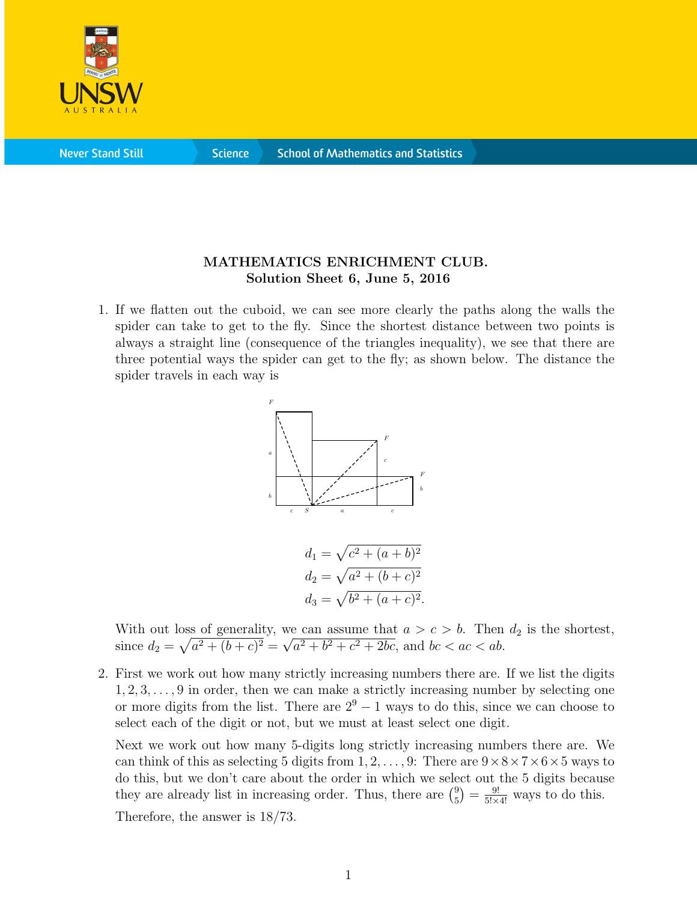**MATHEMATICS ENRICHMENT CLUB.**
**Solution Sheet 6, June 5, 2016**

1. If we flatten out the cuboid, we can see more clearly the paths along the walls the spider can take to get to the fly. Since the shortest distance between two points is always a straight line (consequence of the triangles inequality), we see that there are three potential ways the spider can get to the fly; as shown below. The distance the spider travels in each way is

$$d_1 = \sqrt{c^2 + (a+b)^2}$$
$$d_2 = \sqrt{a^2 + (b+c)^2}$$
$$d_3 = \sqrt{b^2 + (a+c)^2}.$$

With out loss of generality, we can assume that $a > c > b$. Then $d_2$ is the shortest, since $d_2 = \sqrt{a^2 + (b+c)^2} = \sqrt{a^2 + b^2 + c^2 + 2bc}$, and $bc < ac < ab$.

2. First we work out how many strictly increasing numbers there are. If we list the digits $1, 2, 3, \ldots, 9$ in order, then we can make a strictly increasing number by selecting one or more digits from the list. There are $2^9 - 1$ ways to do this, since we can choose to select each of the digit or not, but we must at least select one digit.

   Next we work out how many 5-digits long strictly increasing numbers there are. We can think of this as selecting 5 digits from $1, 2, \ldots, 9$: There are $9 \times 8 \times 7 \times 6 \times 5$ ways to do this, but we don't care about the order in which we select out the 5 digits because they are already list in increasing order. Thus, there are $\binom{9}{5} = \frac{9!}{5! \times 4!}$ ways to do this.

   Therefore, the answer is 18/73.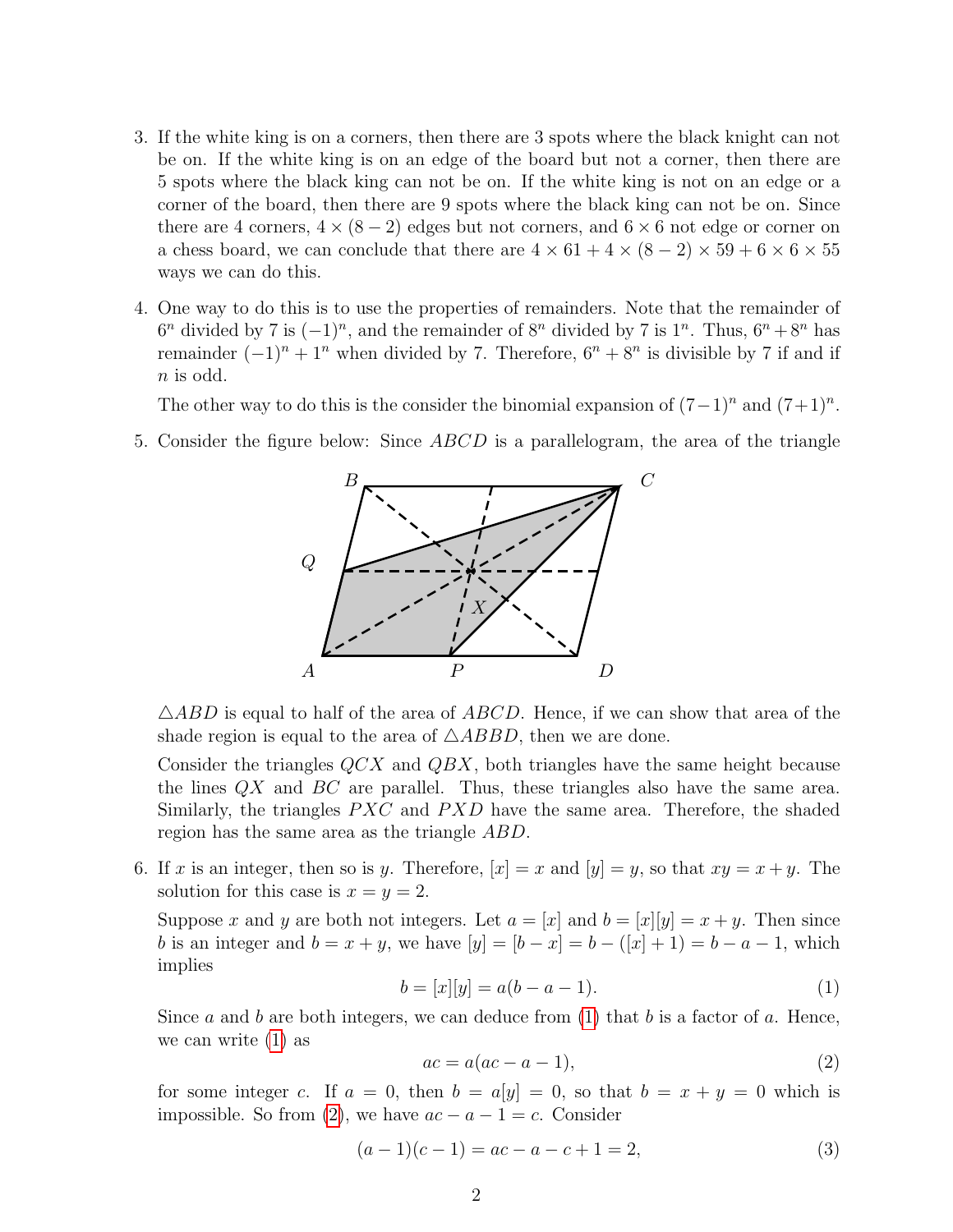3. If the white king is on a corners, then there are 3 spots where the black knight can not be on. If the white king is on an edge of the board but not a corner, then there are 5 spots where the black king can not be on. If the white king is not on an edge or a corner of the board, then there are 9 spots where the black king can not be on. Since there are 4 corners, $4 \times (8-2)$ edges but not corners, and $6 \times 6$ not edge or corner on a chess board, we can conclude that there are $4 \times 61 + 4 \times (8-2) \times 59 + 6 \times 6 \times 55$ ways we can do this.

4. One way to do this is to use the properties of remainders. Note that the remainder of $6^n$ divided by 7 is $(-1)^n$, and the remainder of $8^n$ divided by 7 is $1^n$. Thus, $6^n + 8^n$ has remainder $(-1)^n + 1^n$ when divided by 7. Therefore, $6^n + 8^n$ is divisible by 7 if and if $n$ is odd.

   The other way to do this is the consider the binomial expansion of $(7-1)^n$ and $(7+1)^n$.

5. Consider the figure below: Since $ABCD$ is a parallelogram, the area of the triangle $\triangle ABD$ is equal to half of the area of $ABCD$. Hence, if we can show that area of the shade region is equal to the area of $\triangle ABBD$, then we are done.

   Consider the triangles $QCX$ and $QBX$, both triangles have the same height because the lines $QX$ and $BC$ are parallel. Thus, these triangles also have the same area. Similarly, the triangles $PXC$ and $PXD$ have the same area. Therefore, the shaded region has the same area as the triangle $ABD$.

6. If $x$ is an integer, then so is $y$. Therefore, $[x] = x$ and $[y] = y$, so that $xy = x + y$. The solution for this case is $x = y = 2$.

   Suppose $x$ and $y$ are both not integers. Let $a = [x]$ and $b = [x][y] = x + y$. Then since $b$ is an integer and $b = x + y$, we have $[y] = [b - x] = b - ([x] + 1) = b - a - 1$, which implies

   $$b = [x][y] = a(b - a - 1). \tag{1}$$

   Since $a$ and $b$ are both integers, we can deduce from (1) that $b$ is a factor of $a$. Hence, we can write (1) as

   $$ac = a(ac - a - 1), \tag{2}$$

   for some integer $c$. If $a = 0$, then $b = a[y] = 0$, so that $b = x + y = 0$ which is impossible. So from (2), we have $ac - a - 1 = c$. Consider

   $$(a-1)(c-1) = ac - a - c + 1 = 2, \tag{3}$$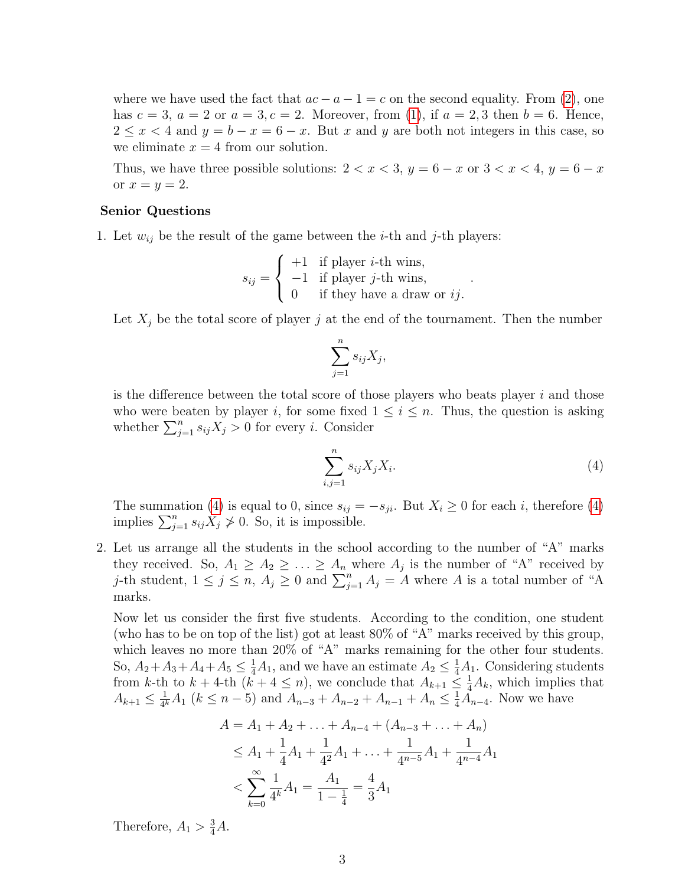where we have used the fact that $ac - a - 1 = c$ on the second equality. From (2), one has $c = 3$, $a = 2$ or $a = 3, c = 2$. Moreover, from (1), if $a = 2, 3$ then $b = 6$. Hence, $2 \le x < 4$ and $y = b - x = 6 - x$. But $x$ and $y$ are both not integers in this case, so we eliminate $x = 4$ from our solution.

Thus, we have three possible solutions: $2 < x < 3$, $y = 6 - x$ or $3 < x < 4$, $y = 6 - x$ or $x = y = 2$.

**Senior Questions**

1. Let $w_{ij}$ be the result of the game between the $i$-th and $j$-th players:

$$s_{ij} = \begin{cases} +1 & \text{if player } i\text{-th wins,} \\ -1 & \text{if player } j\text{-th wins,} \\ 0 & \text{if they have a draw or } ij. \end{cases}.$$

Let $X_j$ be the total score of player $j$ at the end of the tournament. Then the number

$$\sum_{j=1}^{n} s_{ij} X_j,$$

is the difference between the total score of those players who beats player $i$ and those who were beaten by player $i$, for some fixed $1 \le i \le n$. Thus, the question is asking whether $\sum_{j=1}^{n} s_{ij} X_j > 0$ for every $i$. Consider

$$\sum_{i,j=1}^{n} s_{ij} X_j X_i. \tag{4}$$

The summation (4) is equal to 0, since $s_{ij} = -s_{ji}$. But $X_i \ge 0$ for each $i$, therefore (4) implies $\sum_{j=1}^{n} s_{ij} X_j \not> 0$. So, it is impossible.

2. Let us arrange all the students in the school according to the number of "A" marks they received. So, $A_1 \ge A_2 \ge \ldots \ge A_n$ where $A_j$ is the number of "A" received by $j$-th student, $1 \le j \le n$, $A_j \ge 0$ and $\sum_{j=1}^{n} A_j = A$ where $A$ is a total number of "A marks.

Now let us consider the first five students. According to the condition, one student (who has to be on top of the list) got at least 80% of "A" marks received by this group, which leaves no more than 20% of "A" marks remaining for the other four students. So, $A_2 + A_3 + A_4 + A_5 \le \frac{1}{4} A_1$, and we have an estimate $A_2 \le \frac{1}{4} A_1$. Considering students from $k$-th to $k+4$-th ($k + 4 \le n$), we conclude that $A_{k+1} \le \frac{1}{4} A_k$, which implies that $A_{k+1} \le \frac{1}{4^k} A_1$ ($k \le n - 5$) and $A_{n-3} + A_{n-2} + A_{n-1} + A_n \le \frac{1}{4} A_{n-4}$. Now we have

$$\begin{aligned} A &= A_1 + A_2 + \ldots + A_{n-4} + (A_{n-3} + \ldots + A_n) \\ &\le A_1 + \frac{1}{4} A_1 + \frac{1}{4^2} A_1 + \ldots + \frac{1}{4^{n-5}} A_1 + \frac{1}{4^{n-4}} A_1 \\ &< \sum_{k=0}^{\infty} \frac{1}{4^k} A_1 = \frac{A_1}{1 - \frac{1}{4}} = \frac{4}{3} A_1 \end{aligned}$$

Therefore, $A_1 > \frac{3}{4} A$.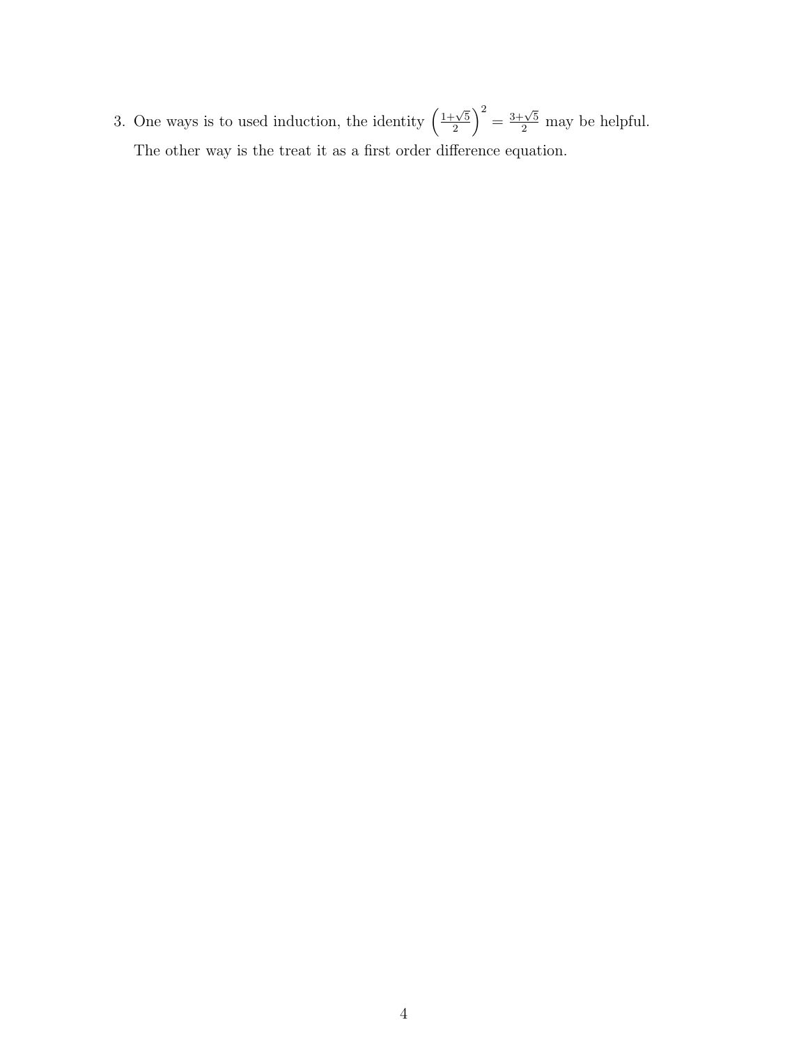3. One ways is to used induction, the identity $\left(\frac{1+\sqrt{5}}{2}\right)^2 = \frac{3+\sqrt{5}}{2}$ may be helpful.

   The other way is the treat it as a first order difference equation.